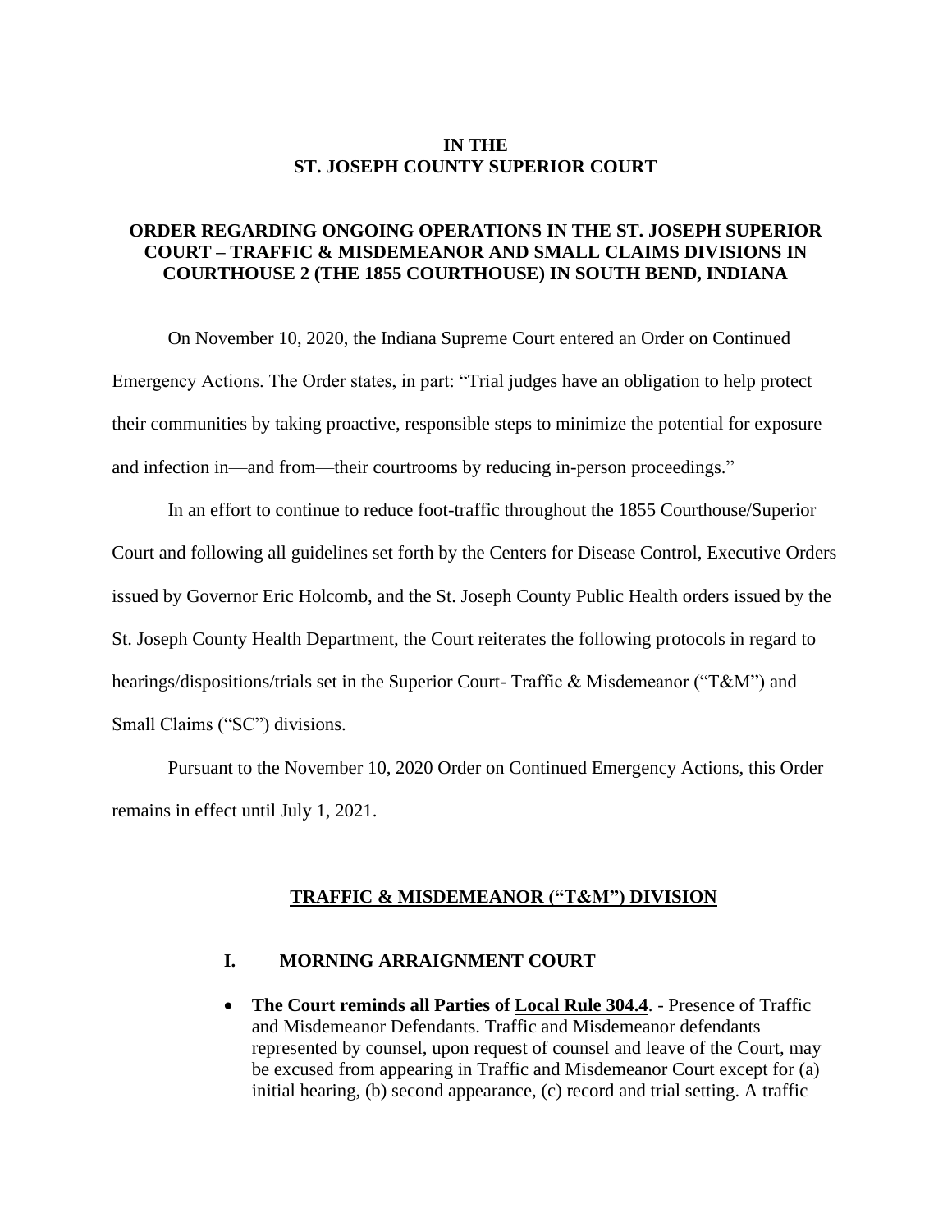# IN THE
# ST. JOSEPH COUNTY SUPERIOR COURT

## ORDER REGARDING ONGOING OPERATIONS IN THE ST. JOSEPH SUPERIOR COURT – TRAFFIC & MISDEMEANOR AND SMALL CLAIMS DIVISIONS IN COURTHOUSE 2 (THE 1855 COURTHOUSE) IN SOUTH BEND, INDIANA

On November 10, 2020, the Indiana Supreme Court entered an Order on Continued Emergency Actions. The Order states, in part: "Trial judges have an obligation to help protect their communities by taking proactive, responsible steps to minimize the potential for exposure and infection in—and from—their courtrooms by reducing in-person proceedings."

In an effort to continue to reduce foot-traffic throughout the 1855 Courthouse/Superior Court and following all guidelines set forth by the Centers for Disease Control, Executive Orders issued by Governor Eric Holcomb, and the St. Joseph County Public Health orders issued by the St. Joseph County Health Department, the Court reiterates the following protocols in regard to hearings/dispositions/trials set in the Superior Court- Traffic & Misdemeanor ("T&M") and Small Claims ("SC") divisions.

Pursuant to the November 10, 2020 Order on Continued Emergency Actions, this Order remains in effect until July 1, 2021.

## TRAFFIC & MISDEMEANOR ("T&M") DIVISION

### I. MORNING ARRAIGNMENT COURT

- **The Court reminds all Parties of Local Rule 304.4**. - Presence of Traffic and Misdemeanor Defendants. Traffic and Misdemeanor defendants represented by counsel, upon request of counsel and leave of the Court, may be excused from appearing in Traffic and Misdemeanor Court except for (a) initial hearing, (b) second appearance, (c) record and trial setting. A traffic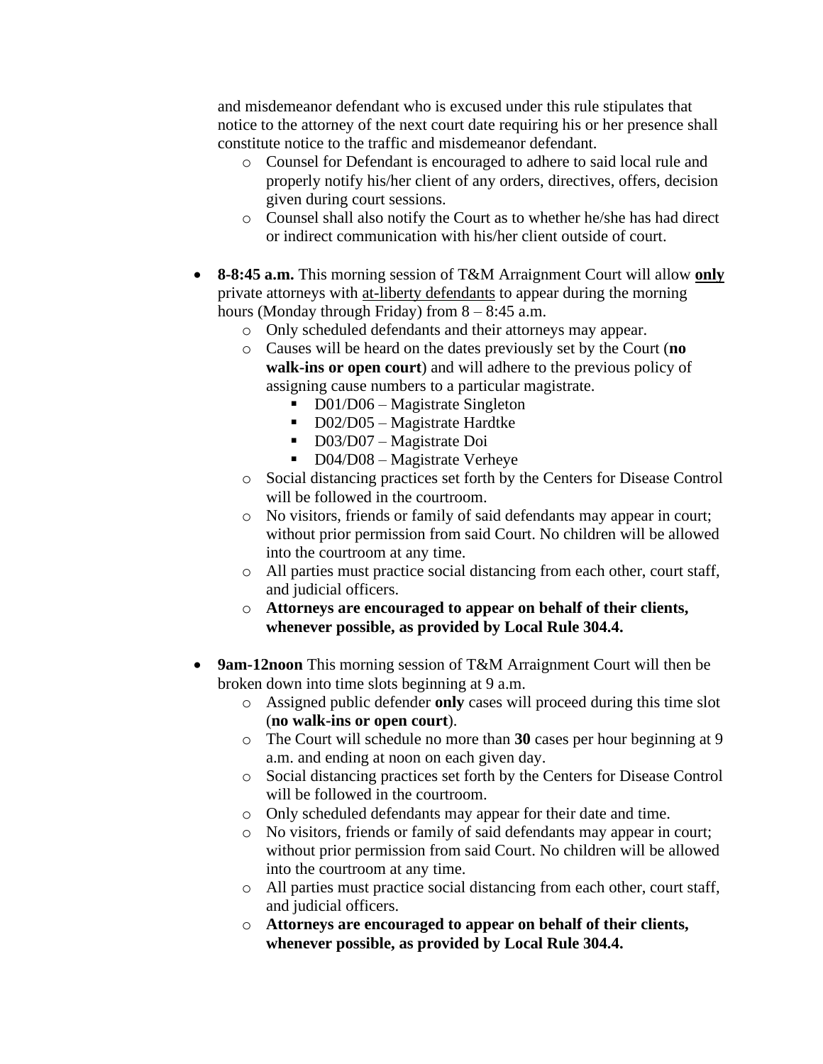and misdemeanor defendant who is excused under this rule stipulates that notice to the attorney of the next court date requiring his or her presence shall constitute notice to the traffic and misdemeanor defendant.

  - Counsel for Defendant is encouraged to adhere to said local rule and properly notify his/her client of any orders, directives, offers, decision given during court sessions.
  - Counsel shall also notify the Court as to whether he/she has had direct or indirect communication with his/her client outside of court.

- **8-8:45 a.m.** This morning session of T&M Arraignment Court will allow <u>**only**</u> private attorneys with <u>at-liberty defendants</u> to appear during the morning hours (Monday through Friday) from 8 – 8:45 a.m.
  - Only scheduled defendants and their attorneys may appear.
  - Causes will be heard on the dates previously set by the Court (**no walk-ins or open court**) and will adhere to the previous policy of assigning cause numbers to a particular magistrate.
    - D01/D06 – Magistrate Singleton
    - D02/D05 – Magistrate Hardtke
    - D03/D07 – Magistrate Doi
    - D04/D08 – Magistrate Verheye
  - Social distancing practices set forth by the Centers for Disease Control will be followed in the courtroom.
  - No visitors, friends or family of said defendants may appear in court; without prior permission from said Court. No children will be allowed into the courtroom at any time.
  - All parties must practice social distancing from each other, court staff, and judicial officers.
  - **Attorneys are encouraged to appear on behalf of their clients, whenever possible, as provided by Local Rule 304.4.**

- **9am-12noon** This morning session of T&M Arraignment Court will then be broken down into time slots beginning at 9 a.m.
  - Assigned public defender **only** cases will proceed during this time slot (**no walk-ins or open court**).
  - The Court will schedule no more than **30** cases per hour beginning at 9 a.m. and ending at noon on each given day.
  - Social distancing practices set forth by the Centers for Disease Control will be followed in the courtroom.
  - Only scheduled defendants may appear for their date and time.
  - No visitors, friends or family of said defendants may appear in court; without prior permission from said Court. No children will be allowed into the courtroom at any time.
  - All parties must practice social distancing from each other, court staff, and judicial officers.
  - **Attorneys are encouraged to appear on behalf of their clients, whenever possible, as provided by Local Rule 304.4.**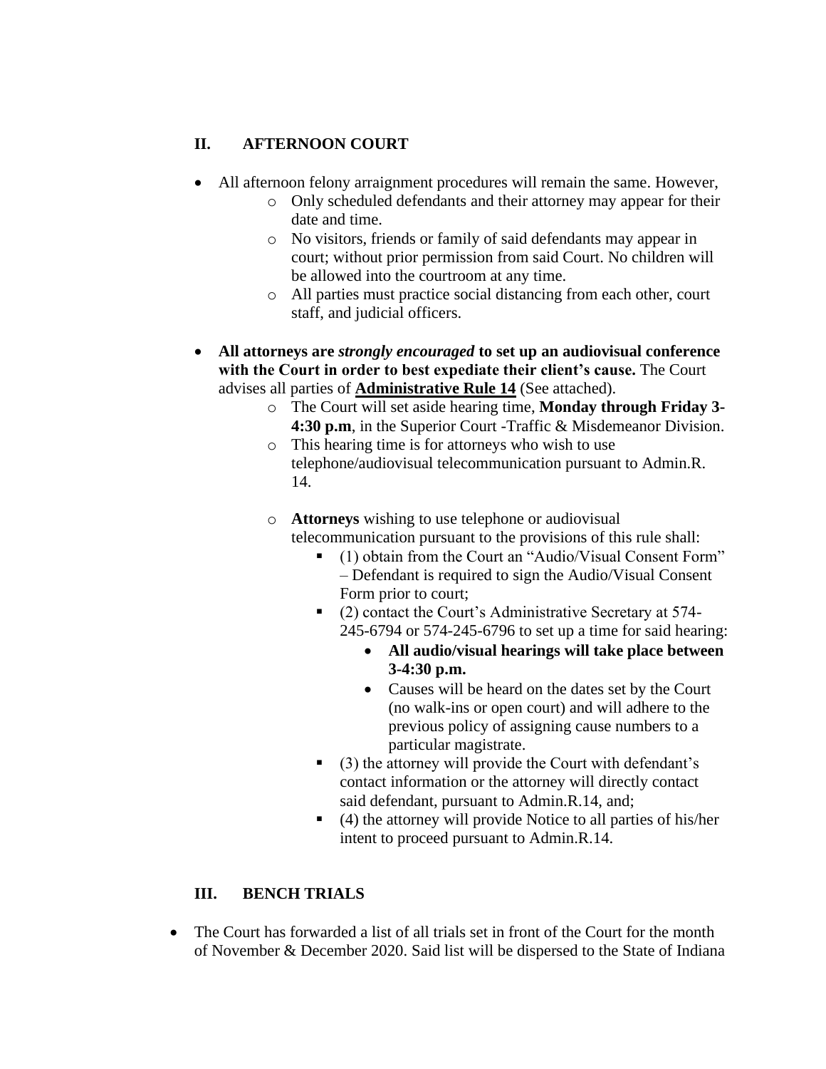## II. AFTERNOON COURT

- All afternoon felony arraignment procedures will remain the same. However,
  - Only scheduled defendants and their attorney may appear for their date and time.
  - No visitors, friends or family of said defendants may appear in court; without prior permission from said Court. No children will be allowed into the courtroom at any time.
  - All parties must practice social distancing from each other, court staff, and judicial officers.

- **All attorneys are *strongly encouraged* to set up an audiovisual conference with the Court in order to best expedite their client's cause.** The Court advises all parties of **Administrative Rule 14** (See attached).
  - The Court will set aside hearing time, **Monday through Friday 3-4:30 p.m**, in the Superior Court -Traffic & Misdemeanor Division.
  - This hearing time is for attorneys who wish to use telephone/audiovisual telecommunication pursuant to Admin.R. 14.

  - **Attorneys** wishing to use telephone or audiovisual telecommunication pursuant to the provisions of this rule shall:
    - (1) obtain from the Court an "Audio/Visual Consent Form" – Defendant is required to sign the Audio/Visual Consent Form prior to court;
    - (2) contact the Court's Administrative Secretary at 574-245-6794 or 574-245-6796 to set up a time for said hearing:
      - **All audio/visual hearings will take place between 3-4:30 p.m.**
      - Causes will be heard on the dates set by the Court (no walk-ins or open court) and will adhere to the previous policy of assigning cause numbers to a particular magistrate.
    - (3) the attorney will provide the Court with defendant's contact information or the attorney will directly contact said defendant, pursuant to Admin.R.14, and;
    - (4) the attorney will provide Notice to all parties of his/her intent to proceed pursuant to Admin.R.14.

## III. BENCH TRIALS

- The Court has forwarded a list of all trials set in front of the Court for the month of November & December 2020. Said list will be dispersed to the State of Indiana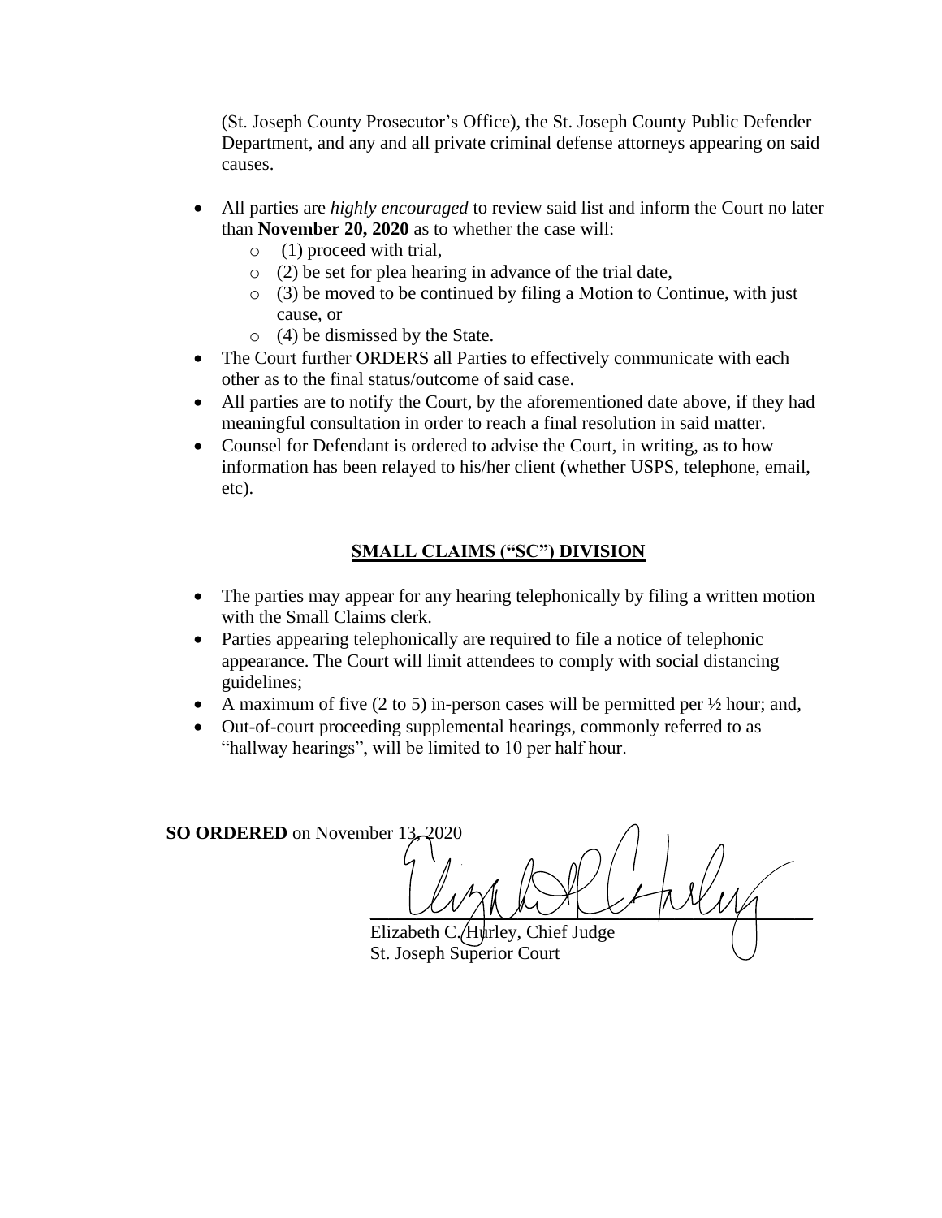(St. Joseph County Prosecutor's Office), the St. Joseph County Public Defender Department, and any and all private criminal defense attorneys appearing on said causes.

- All parties are *highly encouraged* to review said list and inform the Court no later than **November 20, 2020** as to whether the case will:
  - (1) proceed with trial,
  - (2) be set for plea hearing in advance of the trial date,
  - (3) be moved to be continued by filing a Motion to Continue, with just cause, or
  - (4) be dismissed by the State.
- The Court further ORDERS all Parties to effectively communicate with each other as to the final status/outcome of said case.
- All parties are to notify the Court, by the aforementioned date above, if they had meaningful consultation in order to reach a final resolution in said matter.
- Counsel for Defendant is ordered to advise the Court, in writing, as to how information has been relayed to his/her client (whether USPS, telephone, email, etc).

## SMALL CLAIMS ("SC") DIVISION

- The parties may appear for any hearing telephonically by filing a written motion with the Small Claims clerk.
- Parties appearing telephonically are required to file a notice of telephonic appearance. The Court will limit attendees to comply with social distancing guidelines;
- A maximum of five (2 to 5) in-person cases will be permitted per ½ hour; and,
- Out-of-court proceeding supplemental hearings, commonly referred to as "hallway hearings", will be limited to 10 per half hour.

**SO ORDERED** on November 13, 2020

Elizabeth C. Hurley, Chief Judge
St. Joseph Superior Court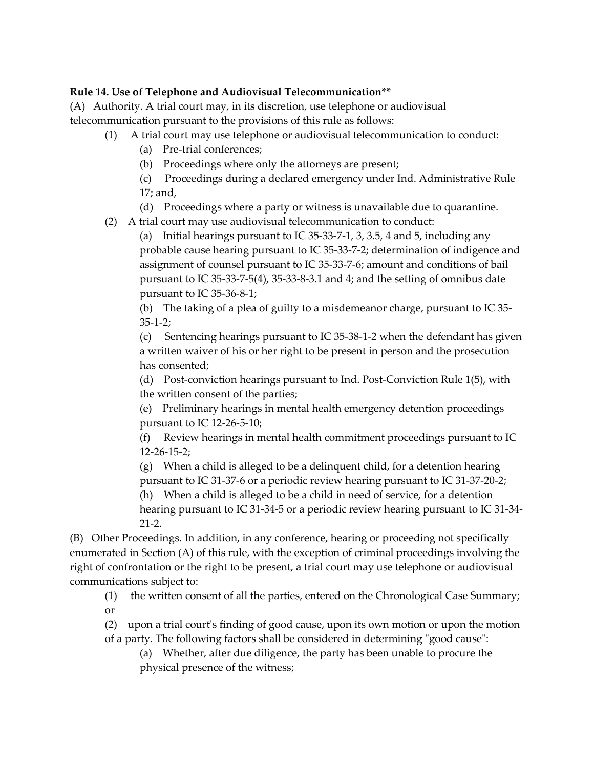**Rule 14. Use of Telephone and Audiovisual Telecommunication****

(A) Authority. A trial court may, in its discretion, use telephone or audiovisual telecommunication pursuant to the provisions of this rule as follows:

(1) A trial court may use telephone or audiovisual telecommunication to conduct:

(a) Pre-trial conferences;

(b) Proceedings where only the attorneys are present;

(c) Proceedings during a declared emergency under Ind. Administrative Rule 17; and,

(d) Proceedings where a party or witness is unavailable due to quarantine.

(2) A trial court may use audiovisual telecommunication to conduct:

(a) Initial hearings pursuant to IC 35-33-7-1, 3, 3.5, 4 and 5, including any probable cause hearing pursuant to IC 35-33-7-2; determination of indigence and assignment of counsel pursuant to IC 35-33-7-6; amount and conditions of bail pursuant to IC 35-33-7-5(4), 35-33-8-3.1 and 4; and the setting of omnibus date pursuant to IC 35-36-8-1;

(b) The taking of a plea of guilty to a misdemeanor charge, pursuant to IC 35-35-1-2;

(c) Sentencing hearings pursuant to IC 35-38-1-2 when the defendant has given a written waiver of his or her right to be present in person and the prosecution has consented;

(d) Post-conviction hearings pursuant to Ind. Post-Conviction Rule 1(5), with the written consent of the parties;

(e) Preliminary hearings in mental health emergency detention proceedings pursuant to IC 12-26-5-10;

(f) Review hearings in mental health commitment proceedings pursuant to IC 12-26-15-2;

(g) When a child is alleged to be a delinquent child, for a detention hearing pursuant to IC 31-37-6 or a periodic review hearing pursuant to IC 31-37-20-2;

(h) When a child is alleged to be a child in need of service, for a detention hearing pursuant to IC 31-34-5 or a periodic review hearing pursuant to IC 31-34-21-2.

(B) Other Proceedings. In addition, in any conference, hearing or proceeding not specifically enumerated in Section (A) of this rule, with the exception of criminal proceedings involving the right of confrontation or the right to be present, a trial court may use telephone or audiovisual communications subject to:

(1) the written consent of all the parties, entered on the Chronological Case Summary; or

(2) upon a trial court's finding of good cause, upon its own motion or upon the motion of a party. The following factors shall be considered in determining "good cause":

(a) Whether, after due diligence, the party has been unable to procure the physical presence of the witness;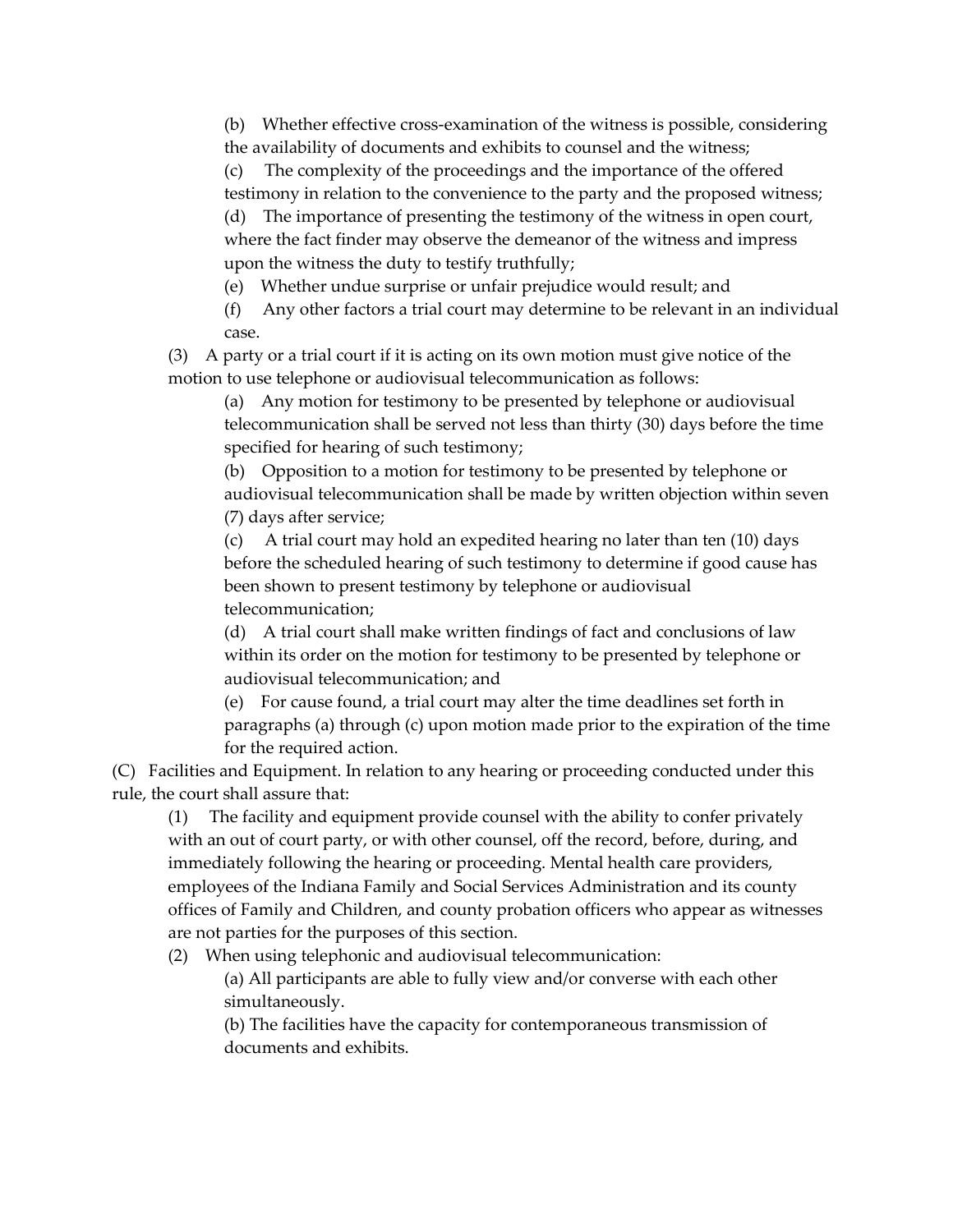(b) Whether effective cross-examination of the witness is possible, considering the availability of documents and exhibits to counsel and the witness;

(c) The complexity of the proceedings and the importance of the offered testimony in relation to the convenience to the party and the proposed witness;

(d) The importance of presenting the testimony of the witness in open court, where the fact finder may observe the demeanor of the witness and impress upon the witness the duty to testify truthfully;

(e) Whether undue surprise or unfair prejudice would result; and

(f) Any other factors a trial court may determine to be relevant in an individual case.

(3) A party or a trial court if it is acting on its own motion must give notice of the motion to use telephone or audiovisual telecommunication as follows:

(a) Any motion for testimony to be presented by telephone or audiovisual telecommunication shall be served not less than thirty (30) days before the time specified for hearing of such testimony;

(b) Opposition to a motion for testimony to be presented by telephone or audiovisual telecommunication shall be made by written objection within seven (7) days after service;

(c) A trial court may hold an expedited hearing no later than ten (10) days before the scheduled hearing of such testimony to determine if good cause has been shown to present testimony by telephone or audiovisual telecommunication;

(d) A trial court shall make written findings of fact and conclusions of law within its order on the motion for testimony to be presented by telephone or audiovisual telecommunication; and

(e) For cause found, a trial court may alter the time deadlines set forth in paragraphs (a) through (c) upon motion made prior to the expiration of the time for the required action.

(C) Facilities and Equipment. In relation to any hearing or proceeding conducted under this rule, the court shall assure that:

(1) The facility and equipment provide counsel with the ability to confer privately with an out of court party, or with other counsel, off the record, before, during, and immediately following the hearing or proceeding. Mental health care providers, employees of the Indiana Family and Social Services Administration and its county offices of Family and Children, and county probation officers who appear as witnesses are not parties for the purposes of this section.

(2) When using telephonic and audiovisual telecommunication:

(a) All participants are able to fully view and/or converse with each other simultaneously.

(b) The facilities have the capacity for contemporaneous transmission of documents and exhibits.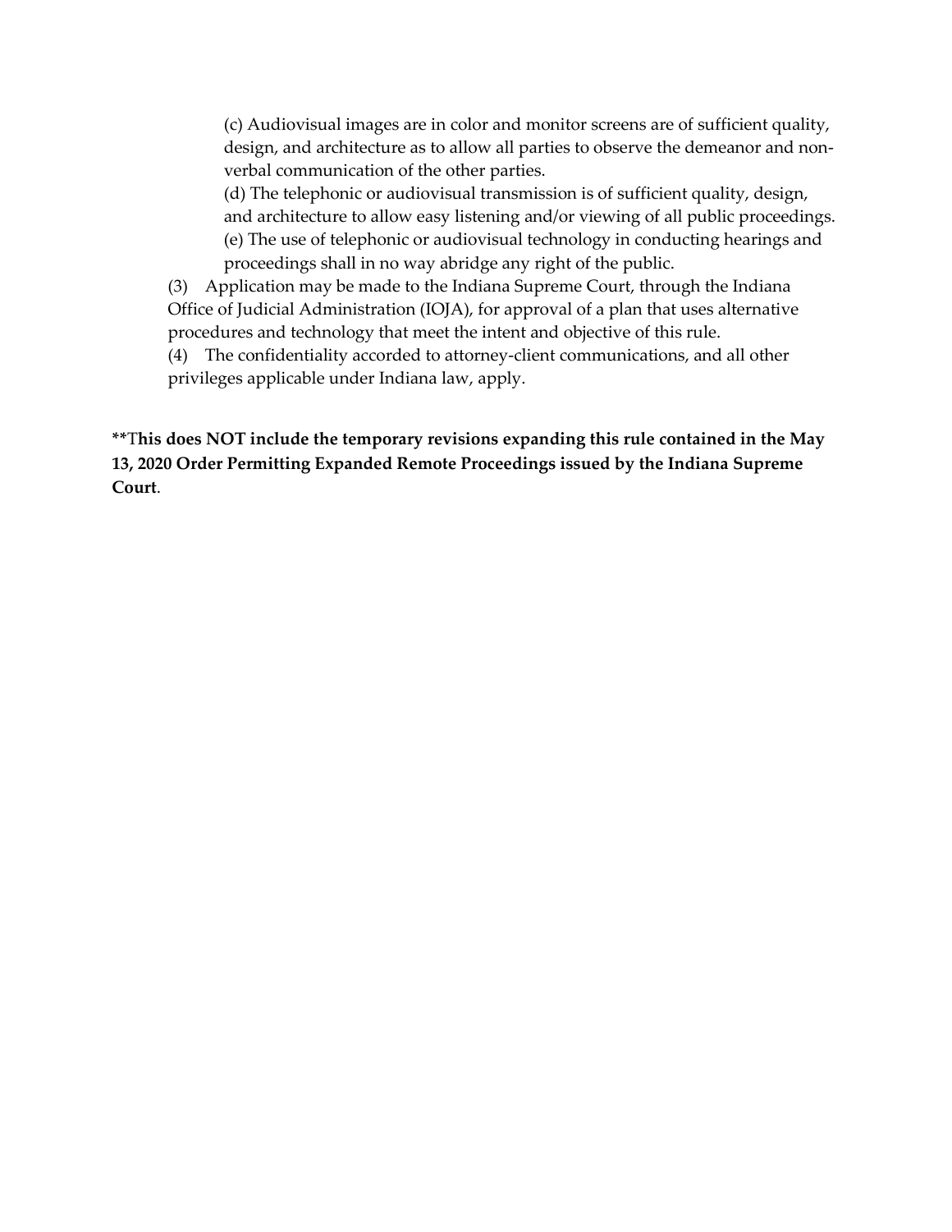(c) Audiovisual images are in color and monitor screens are of sufficient quality, design, and architecture as to allow all parties to observe the demeanor and non-verbal communication of the other parties.

(d) The telephonic or audiovisual transmission is of sufficient quality, design, and architecture to allow easy listening and/or viewing of all public proceedings.

(e) The use of telephonic or audiovisual technology in conducting hearings and proceedings shall in no way abridge any right of the public.

(3) Application may be made to the Indiana Supreme Court, through the Indiana Office of Judicial Administration (IOJA), for approval of a plan that uses alternative procedures and technology that meet the intent and objective of this rule.

(4) The confidentiality accorded to attorney-client communications, and all other privileges applicable under Indiana law, apply.

**\*\*This does NOT include the temporary revisions expanding this rule contained in the May 13, 2020 Order Permitting Expanded Remote Proceedings issued by the Indiana Supreme Court**.